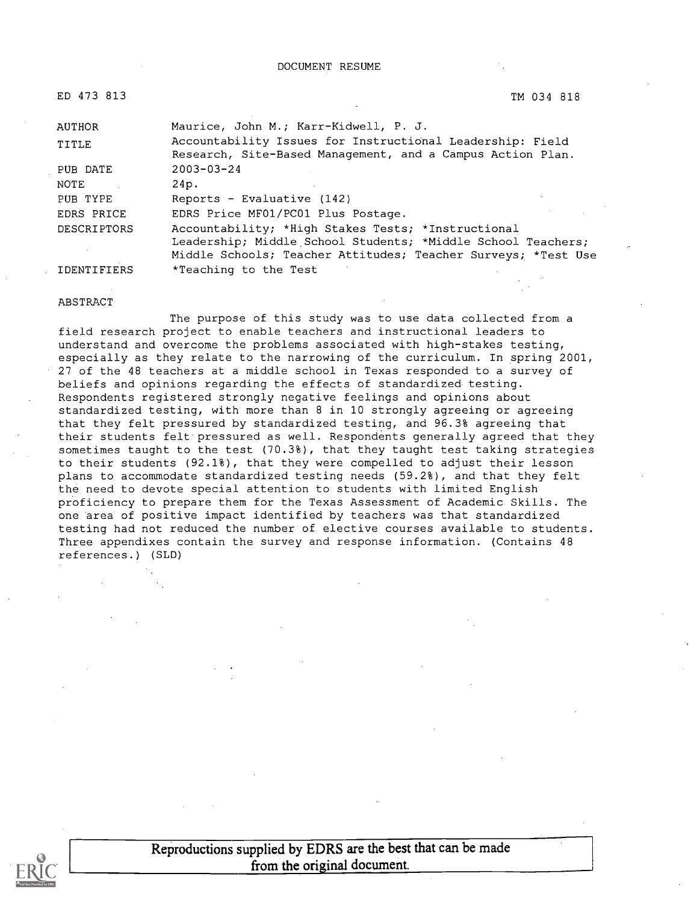DOCUMENT RESUME

ED 473 813 TM 034 818

| | |
|---|---|
| AUTHOR | Maurice, John M.; Karr-Kidwell, P. J. |
| TITLE | Accountability Issues for Instructional Leadership: Field Research, Site-Based Management, and a Campus Action Plan. |
| PUB DATE | 2003-03-24 |
| NOTE | 24p. |
| PUB TYPE | Reports - Evaluative (142) |
| EDRS PRICE | EDRS Price MF01/PC01 Plus Postage. |
| DESCRIPTORS | Accountability; *High Stakes Tests; *Instructional Leadership; Middle School Students; *Middle School Teachers; Middle Schools; Teacher Attitudes; Teacher Surveys; *Test Use |
| IDENTIFIERS | *Teaching to the Test |

ABSTRACT

The purpose of this study was to use data collected from a field research project to enable teachers and instructional leaders to understand and overcome the problems associated with high-stakes testing, especially as they relate to the narrowing of the curriculum. In spring 2001, 27 of the 48 teachers at a middle school in Texas responded to a survey of beliefs and opinions regarding the effects of standardized testing. Respondents registered strongly negative feelings and opinions about standardized testing, with more than 8 in 10 strongly agreeing or agreeing that they felt pressured by standardized testing, and 96.3% agreeing that their students felt pressured as well. Respondents generally agreed that they sometimes taught to the test (70.3%), that they taught test taking strategies to their students (92.1%), that they were compelled to adjust their lesson plans to accommodate standardized testing needs (59.2%), and that they felt the need to devote special attention to students with limited English proficiency to prepare them for the Texas Assessment of Academic Skills. The one area of positive impact identified by teachers was that standardized testing had not reduced the number of elective courses available to students. Three appendixes contain the survey and response information. (Contains 48 references.) (SLD)

Reproductions supplied by EDRS are the best that can be made from the original document.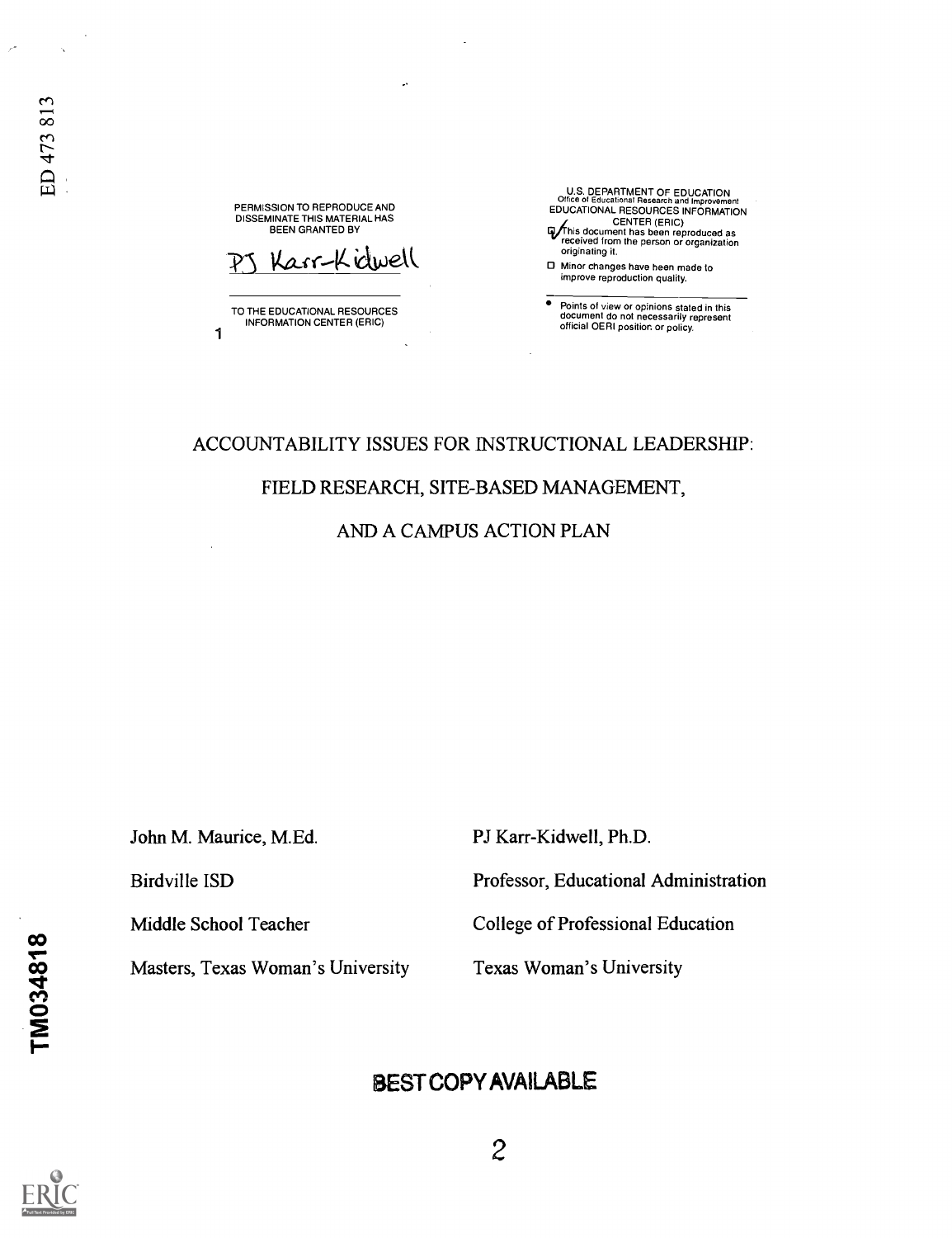ED 473 813

PERMISSION TO REPRODUCE AND DISSEMINATE THIS MATERIAL HAS BEEN GRANTED BY

PJ Karr-Kidwell

TO THE EDUCATIONAL RESOURCES INFORMATION CENTER (ERIC)

1

U.S. DEPARTMENT OF EDUCATION
Office of Educational Research and Improvement
EDUCATIONAL RESOURCES INFORMATION CENTER (ERIC)

☑ This document has been reproduced as received from the person or organization originating it.

☐ Minor changes have been made to improve reproduction quality.

- Points of view or opinions stated in this document do not necessarily represent official OERI position or policy.

# ACCOUNTABILITY ISSUES FOR INSTRUCTIONAL LEADERSHIP: FIELD RESEARCH, SITE-BASED MANAGEMENT, AND A CAMPUS ACTION PLAN

John M. Maurice, M.Ed.

Birdville ISD

Middle School Teacher

Masters, Texas Woman's University

PJ Karr-Kidwell, Ph.D.

Professor, Educational Administration

College of Professional Education

Texas Woman's University

TM034818

BEST COPY AVAILABLE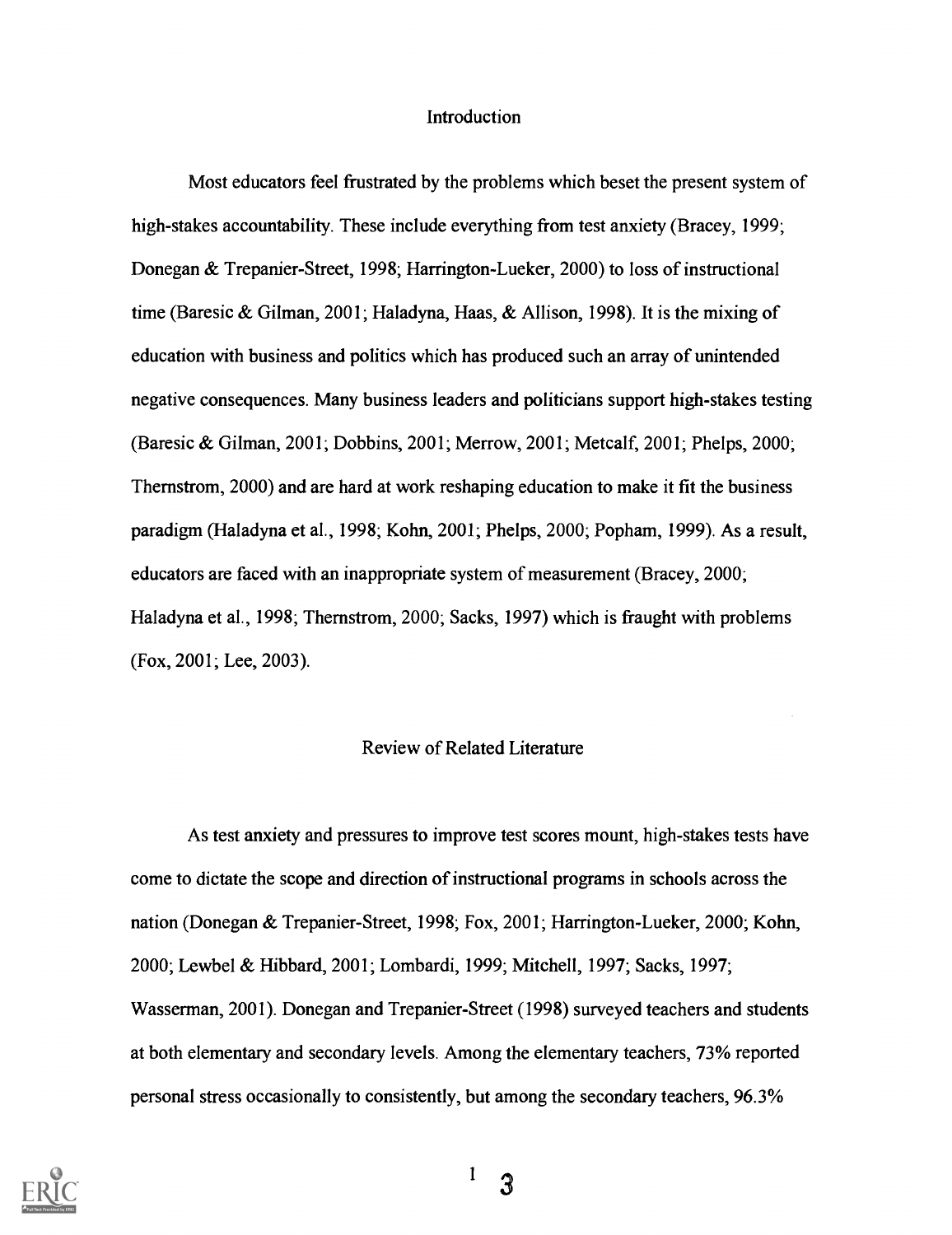## Introduction

Most educators feel frustrated by the problems which beset the present system of high-stakes accountability. These include everything from test anxiety (Bracey, 1999; Donegan & Trepanier-Street, 1998; Harrington-Lueker, 2000) to loss of instructional time (Baresic & Gilman, 2001; Haladyna, Haas, & Allison, 1998). It is the mixing of education with business and politics which has produced such an array of unintended negative consequences. Many business leaders and politicians support high-stakes testing (Baresic & Gilman, 2001; Dobbins, 2001; Merrow, 2001; Metcalf, 2001; Phelps, 2000; Thernstrom, 2000) and are hard at work reshaping education to make it fit the business paradigm (Haladyna et al., 1998; Kohn, 2001; Phelps, 2000; Popham, 1999). As a result, educators are faced with an inappropriate system of measurement (Bracey, 2000; Haladyna et al., 1998; Thernstrom, 2000; Sacks, 1997) which is fraught with problems (Fox, 2001; Lee, 2003).

## Review of Related Literature

As test anxiety and pressures to improve test scores mount, high-stakes tests have come to dictate the scope and direction of instructional programs in schools across the nation (Donegan & Trepanier-Street, 1998; Fox, 2001; Harrington-Lueker, 2000; Kohn, 2000; Lewbel & Hibbard, 2001; Lombardi, 1999; Mitchell, 1997; Sacks, 1997; Wasserman, 2001). Donegan and Trepanier-Street (1998) surveyed teachers and students at both elementary and secondary levels. Among the elementary teachers, 73% reported personal stress occasionally to consistently, but among the secondary teachers, 96.3%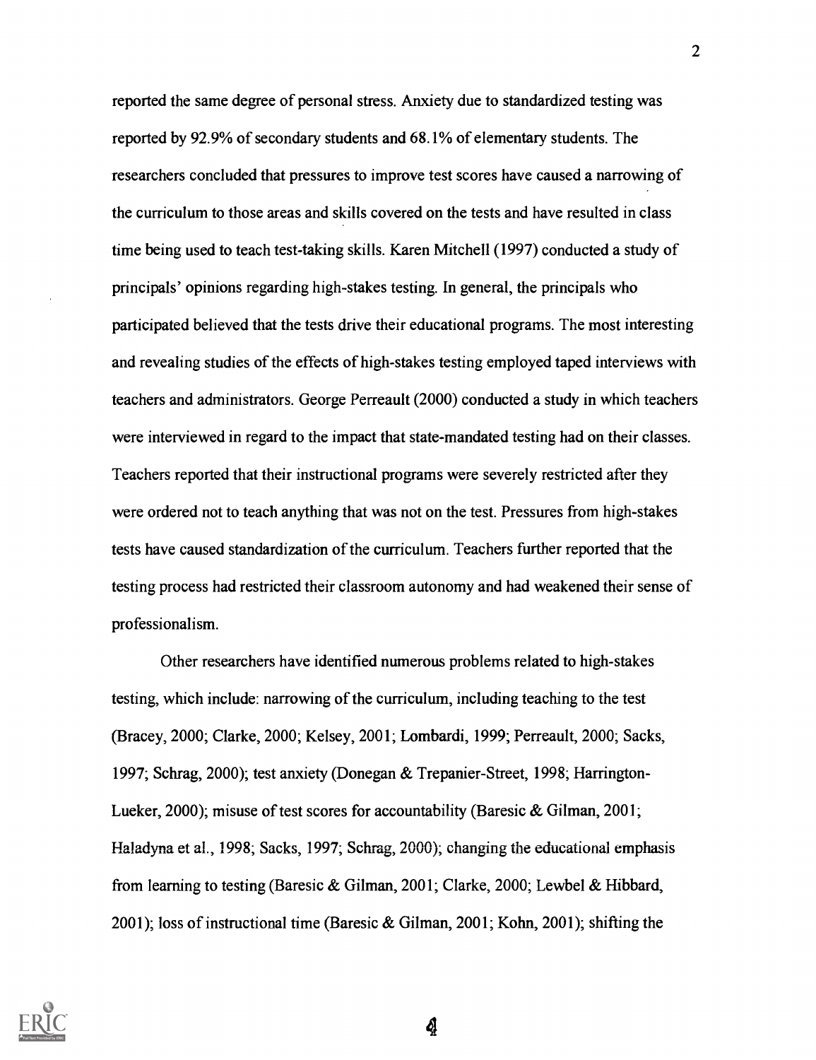reported the same degree of personal stress. Anxiety due to standardized testing was reported by 92.9% of secondary students and 68.1% of elementary students. The researchers concluded that pressures to improve test scores have caused a narrowing of the curriculum to those areas and skills covered on the tests and have resulted in class time being used to teach test-taking skills. Karen Mitchell (1997) conducted a study of principals' opinions regarding high-stakes testing. In general, the principals who participated believed that the tests drive their educational programs. The most interesting and revealing studies of the effects of high-stakes testing employed taped interviews with teachers and administrators. George Perreault (2000) conducted a study in which teachers were interviewed in regard to the impact that state-mandated testing had on their classes. Teachers reported that their instructional programs were severely restricted after they were ordered not to teach anything that was not on the test. Pressures from high-stakes tests have caused standardization of the curriculum. Teachers further reported that the testing process had restricted their classroom autonomy and had weakened their sense of professionalism.

Other researchers have identified numerous problems related to high-stakes testing, which include: narrowing of the curriculum, including teaching to the test (Bracey, 2000; Clarke, 2000; Kelsey, 2001; Lombardi, 1999; Perreault, 2000; Sacks, 1997; Schrag, 2000); test anxiety (Donegan & Trepanier-Street, 1998; Harrington-Lueker, 2000); misuse of test scores for accountability (Baresic & Gilman, 2001; Haladyna et al., 1998; Sacks, 1997; Schrag, 2000); changing the educational emphasis from learning to testing (Baresic & Gilman, 2001; Clarke, 2000; Lewbel & Hibbard, 2001); loss of instructional time (Baresic & Gilman, 2001; Kohn, 2001); shifting the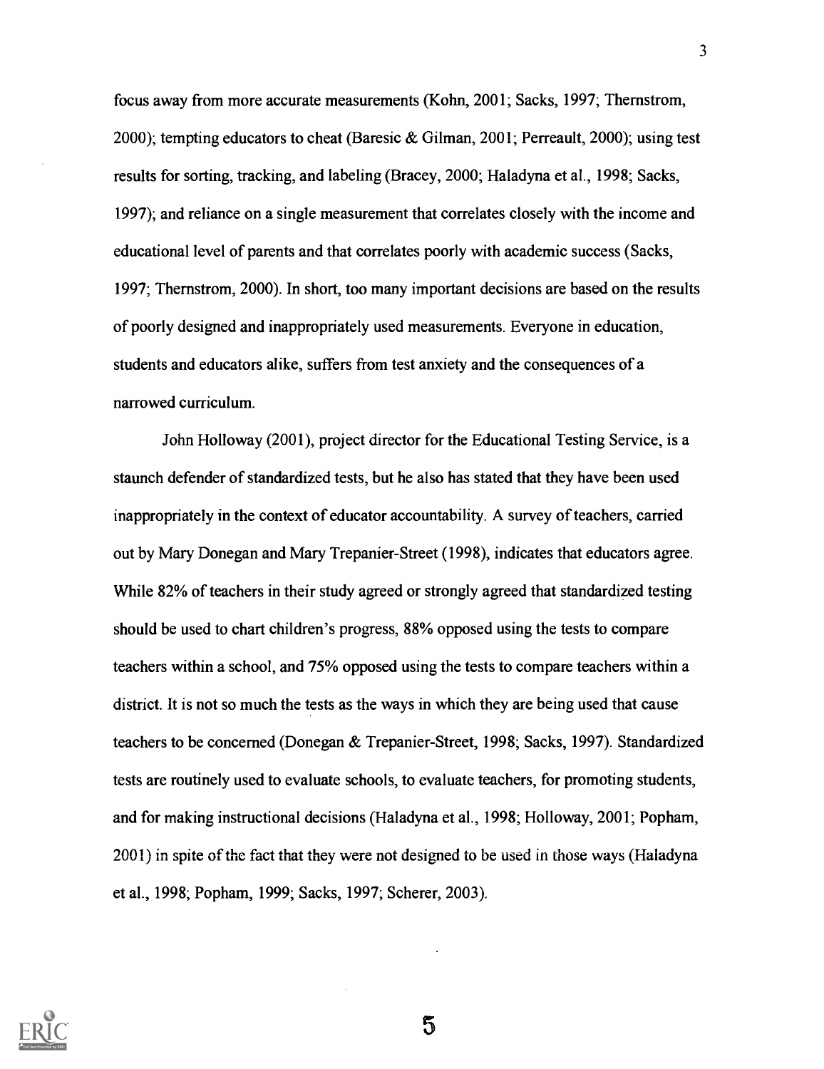focus away from more accurate measurements (Kohn, 2001; Sacks, 1997; Thernstrom, 2000); tempting educators to cheat (Baresic & Gilman, 2001; Perreault, 2000); using test results for sorting, tracking, and labeling (Bracey, 2000; Haladyna et al., 1998; Sacks, 1997); and reliance on a single measurement that correlates closely with the income and educational level of parents and that correlates poorly with academic success (Sacks, 1997; Thernstrom, 2000). In short, too many important decisions are based on the results of poorly designed and inappropriately used measurements. Everyone in education, students and educators alike, suffers from test anxiety and the consequences of a narrowed curriculum.

John Holloway (2001), project director for the Educational Testing Service, is a staunch defender of standardized tests, but he also has stated that they have been used inappropriately in the context of educator accountability. A survey of teachers, carried out by Mary Donegan and Mary Trepanier-Street (1998), indicates that educators agree. While 82% of teachers in their study agreed or strongly agreed that standardized testing should be used to chart children's progress, 88% opposed using the tests to compare teachers within a school, and 75% opposed using the tests to compare teachers within a district. It is not so much the tests as the ways in which they are being used that cause teachers to be concerned (Donegan & Trepanier-Street, 1998; Sacks, 1997). Standardized tests are routinely used to evaluate schools, to evaluate teachers, for promoting students, and for making instructional decisions (Haladyna et al., 1998; Holloway, 2001; Popham, 2001) in spite of the fact that they were not designed to be used in those ways (Haladyna et al., 1998; Popham, 1999; Sacks, 1997; Scherer, 2003).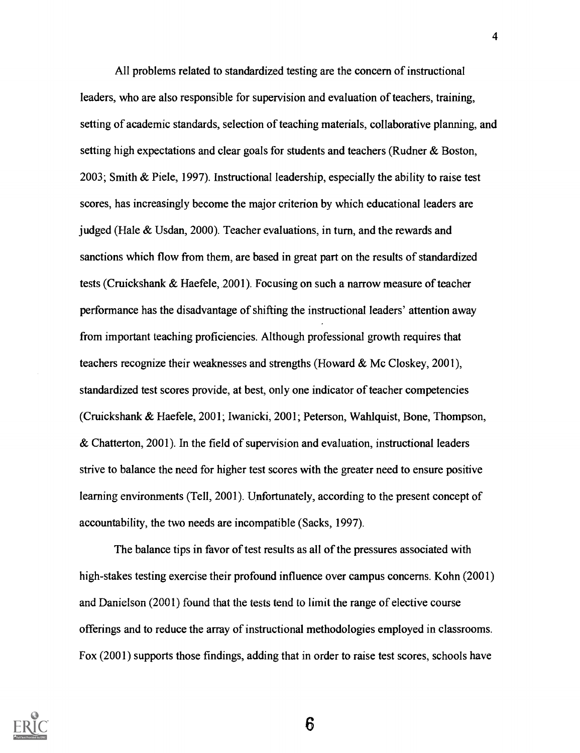All problems related to standardized testing are the concern of instructional leaders, who are also responsible for supervision and evaluation of teachers, training, setting of academic standards, selection of teaching materials, collaborative planning, and setting high expectations and clear goals for students and teachers (Rudner & Boston, 2003; Smith & Piele, 1997). Instructional leadership, especially the ability to raise test scores, has increasingly become the major criterion by which educational leaders are judged (Hale & Usdan, 2000). Teacher evaluations, in turn, and the rewards and sanctions which flow from them, are based in great part on the results of standardized tests (Cruickshank & Haefele, 2001). Focusing on such a narrow measure of teacher performance has the disadvantage of shifting the instructional leaders' attention away from important teaching proficiencies. Although professional growth requires that teachers recognize their weaknesses and strengths (Howard & Mc Closkey, 2001), standardized test scores provide, at best, only one indicator of teacher competencies (Cruickshank & Haefele, 2001; Iwanicki, 2001; Peterson, Wahlquist, Bone, Thompson, & Chatterton, 2001). In the field of supervision and evaluation, instructional leaders strive to balance the need for higher test scores with the greater need to ensure positive learning environments (Tell, 2001). Unfortunately, according to the present concept of accountability, the two needs are incompatible (Sacks, 1997).

The balance tips in favor of test results as all of the pressures associated with high-stakes testing exercise their profound influence over campus concerns. Kohn (2001) and Danielson (2001) found that the tests tend to limit the range of elective course offerings and to reduce the array of instructional methodologies employed in classrooms. Fox (2001) supports those findings, adding that in order to raise test scores, schools have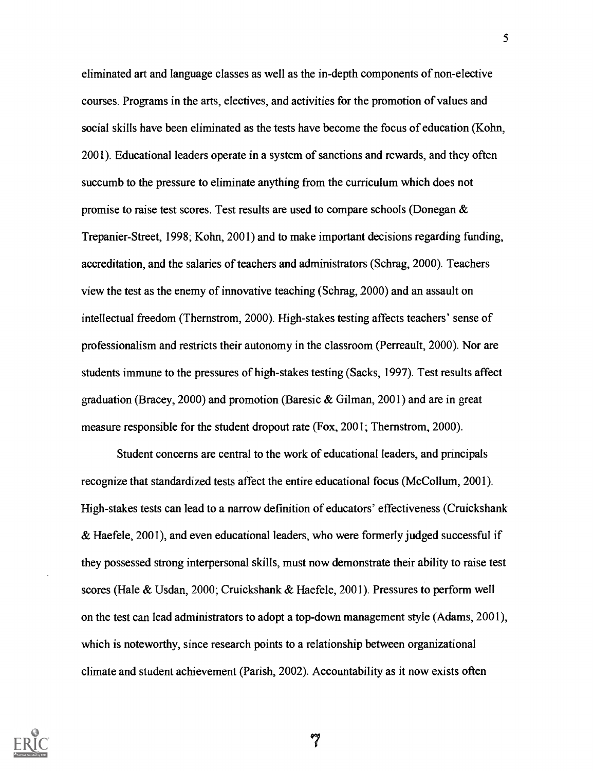eliminated art and language classes as well as the in-depth components of non-elective courses. Programs in the arts, electives, and activities for the promotion of values and social skills have been eliminated as the tests have become the focus of education (Kohn, 2001). Educational leaders operate in a system of sanctions and rewards, and they often succumb to the pressure to eliminate anything from the curriculum which does not promise to raise test scores. Test results are used to compare schools (Donegan & Trepanier-Street, 1998; Kohn, 2001) and to make important decisions regarding funding, accreditation, and the salaries of teachers and administrators (Schrag, 2000). Teachers view the test as the enemy of innovative teaching (Schrag, 2000) and an assault on intellectual freedom (Thernstrom, 2000). High-stakes testing affects teachers' sense of professionalism and restricts their autonomy in the classroom (Perreault, 2000). Nor are students immune to the pressures of high-stakes testing (Sacks, 1997). Test results affect graduation (Bracey, 2000) and promotion (Baresic & Gilman, 2001) and are in great measure responsible for the student dropout rate (Fox, 2001; Thernstrom, 2000).

Student concerns are central to the work of educational leaders, and principals recognize that standardized tests affect the entire educational focus (McCollum, 2001). High-stakes tests can lead to a narrow definition of educators' effectiveness (Cruickshank & Haefele, 2001), and even educational leaders, who were formerly judged successful if they possessed strong interpersonal skills, must now demonstrate their ability to raise test scores (Hale & Usdan, 2000; Cruickshank & Haefele, 2001). Pressures to perform well on the test can lead administrators to adopt a top-down management style (Adams, 2001), which is noteworthy, since research points to a relationship between organizational climate and student achievement (Parish, 2002). Accountability as it now exists often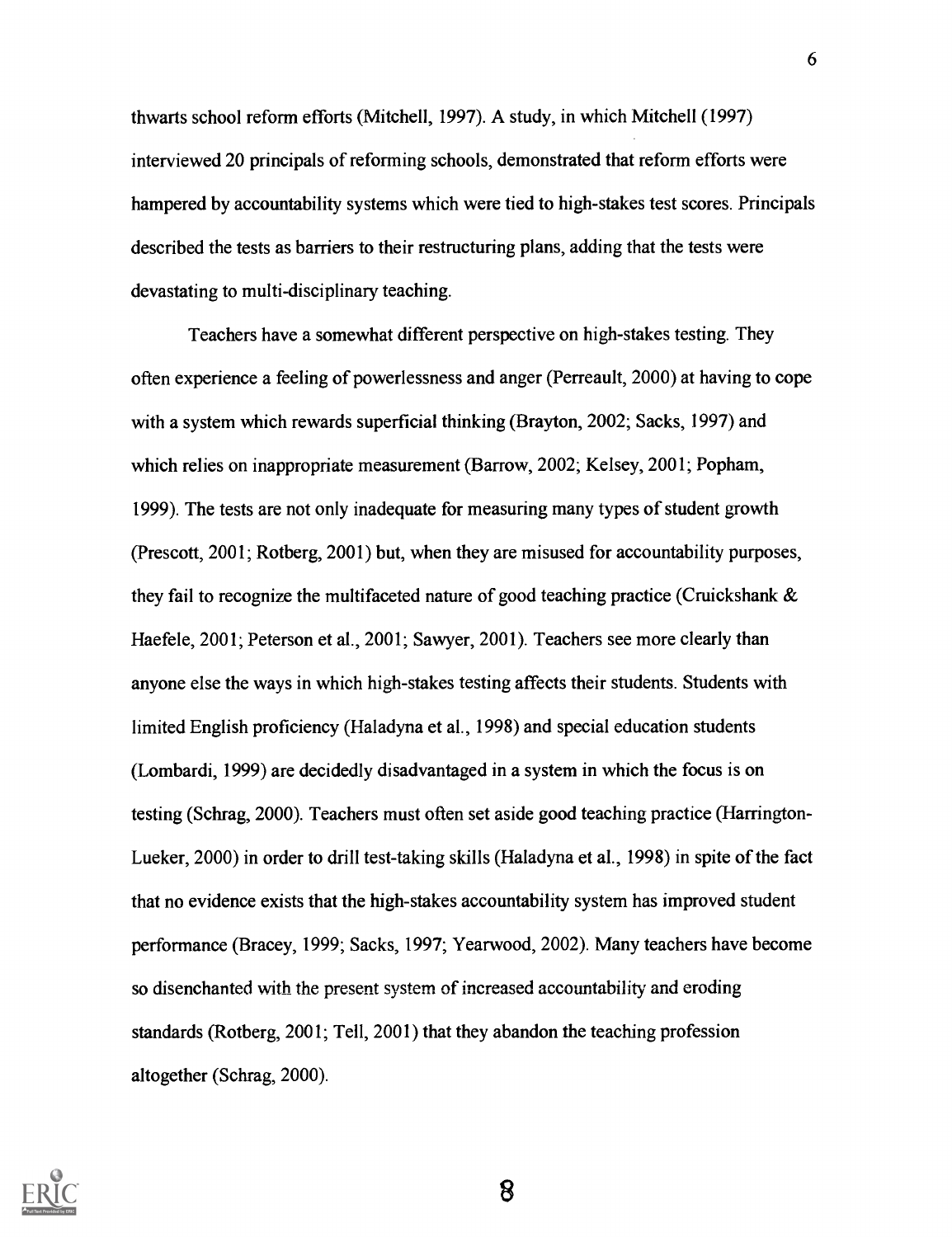thwarts school reform efforts (Mitchell, 1997). A study, in which Mitchell (1997) interviewed 20 principals of reforming schools, demonstrated that reform efforts were hampered by accountability systems which were tied to high-stakes test scores. Principals described the tests as barriers to their restructuring plans, adding that the tests were devastating to multi-disciplinary teaching.

Teachers have a somewhat different perspective on high-stakes testing. They often experience a feeling of powerlessness and anger (Perreault, 2000) at having to cope with a system which rewards superficial thinking (Brayton, 2002; Sacks, 1997) and which relies on inappropriate measurement (Barrow, 2002; Kelsey, 2001; Popham, 1999). The tests are not only inadequate for measuring many types of student growth (Prescott, 2001; Rotberg, 2001) but, when they are misused for accountability purposes, they fail to recognize the multifaceted nature of good teaching practice (Cruickshank & Haefele, 2001; Peterson et al., 2001; Sawyer, 2001). Teachers see more clearly than anyone else the ways in which high-stakes testing affects their students. Students with limited English proficiency (Haladyna et al., 1998) and special education students (Lombardi, 1999) are decidedly disadvantaged in a system in which the focus is on testing (Schrag, 2000). Teachers must often set aside good teaching practice (Harrington-Lueker, 2000) in order to drill test-taking skills (Haladyna et al., 1998) in spite of the fact that no evidence exists that the high-stakes accountability system has improved student performance (Bracey, 1999; Sacks, 1997; Yearwood, 2002). Many teachers have become so disenchanted with the present system of increased accountability and eroding standards (Rotberg, 2001; Tell, 2001) that they abandon the teaching profession altogether (Schrag, 2000).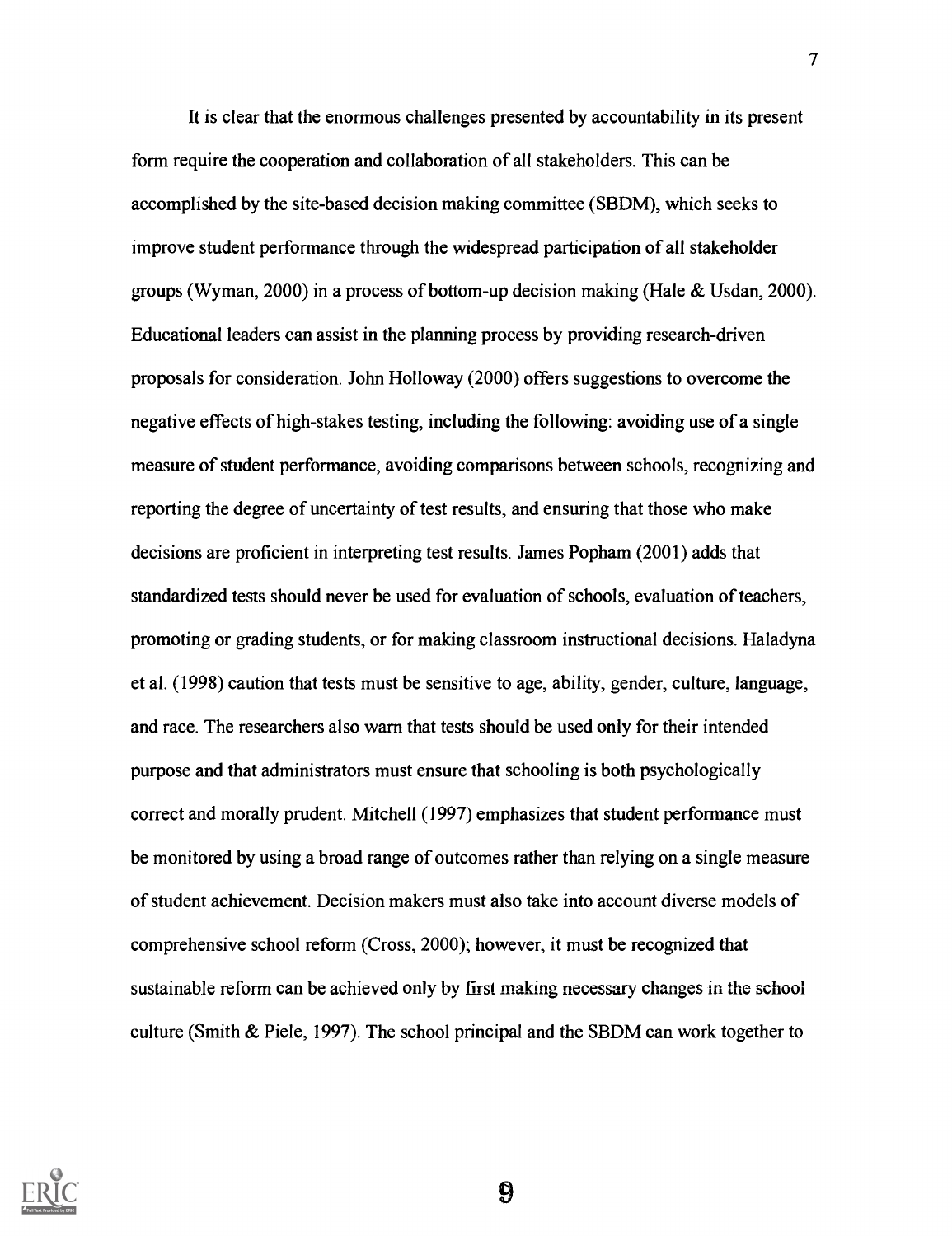It is clear that the enormous challenges presented by accountability in its present form require the cooperation and collaboration of all stakeholders. This can be accomplished by the site-based decision making committee (SBDM), which seeks to improve student performance through the widespread participation of all stakeholder groups (Wyman, 2000) in a process of bottom-up decision making (Hale & Usdan, 2000). Educational leaders can assist in the planning process by providing research-driven proposals for consideration. John Holloway (2000) offers suggestions to overcome the negative effects of high-stakes testing, including the following: avoiding use of a single measure of student performance, avoiding comparisons between schools, recognizing and reporting the degree of uncertainty of test results, and ensuring that those who make decisions are proficient in interpreting test results. James Popham (2001) adds that standardized tests should never be used for evaluation of schools, evaluation of teachers, promoting or grading students, or for making classroom instructional decisions. Haladyna et al. (1998) caution that tests must be sensitive to age, ability, gender, culture, language, and race. The researchers also warn that tests should be used only for their intended purpose and that administrators must ensure that schooling is both psychologically correct and morally prudent. Mitchell (1997) emphasizes that student performance must be monitored by using a broad range of outcomes rather than relying on a single measure of student achievement. Decision makers must also take into account diverse models of comprehensive school reform (Cross, 2000); however, it must be recognized that sustainable reform can be achieved only by first making necessary changes in the school culture (Smith & Piele, 1997). The school principal and the SBDM can work together to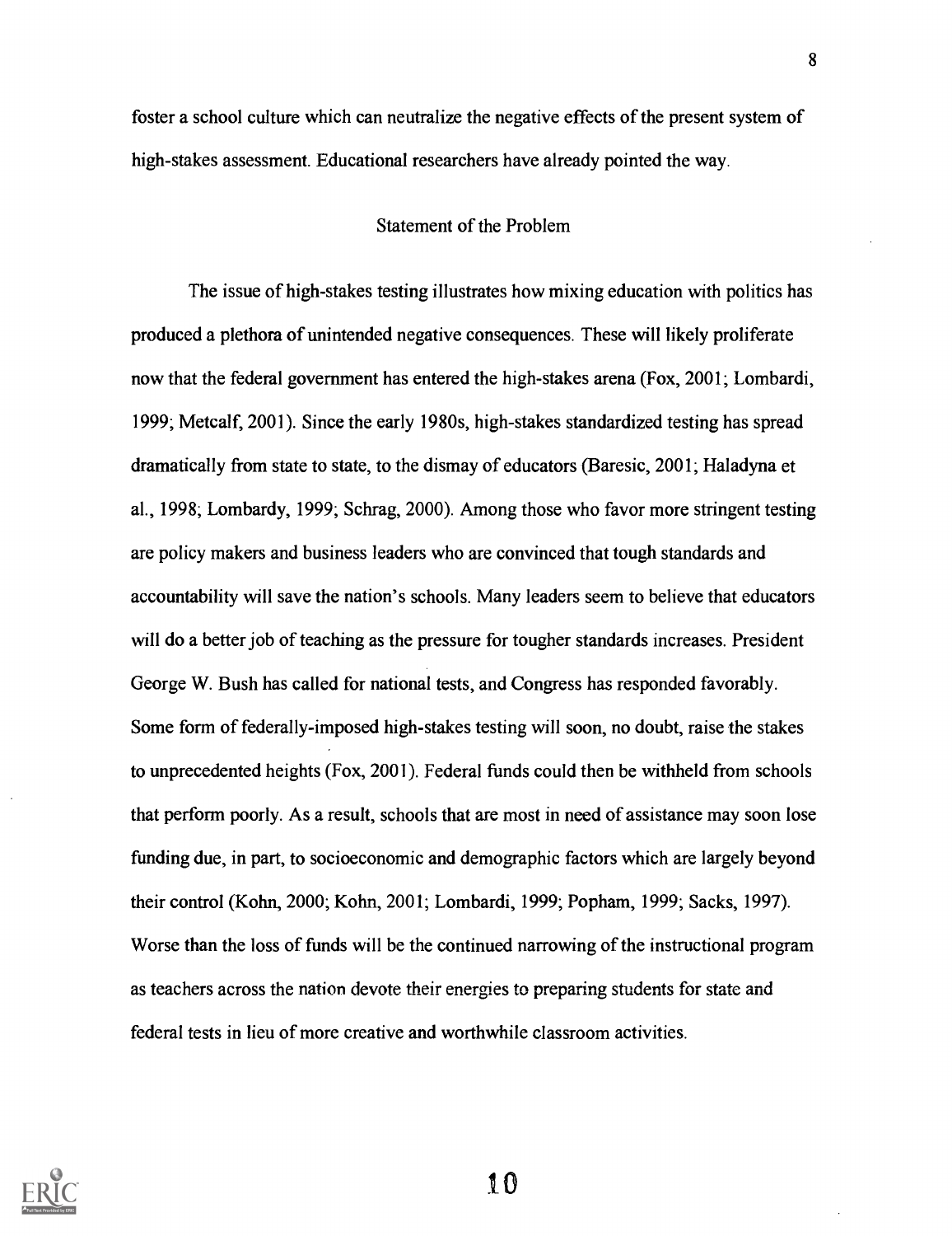foster a school culture which can neutralize the negative effects of the present system of high-stakes assessment. Educational researchers have already pointed the way.

## Statement of the Problem

The issue of high-stakes testing illustrates how mixing education with politics has produced a plethora of unintended negative consequences. These will likely proliferate now that the federal government has entered the high-stakes arena (Fox, 2001; Lombardi, 1999; Metcalf, 2001). Since the early 1980s, high-stakes standardized testing has spread dramatically from state to state, to the dismay of educators (Baresic, 2001; Haladyna et al., 1998; Lombardy, 1999; Schrag, 2000). Among those who favor more stringent testing are policy makers and business leaders who are convinced that tough standards and accountability will save the nation's schools. Many leaders seem to believe that educators will do a better job of teaching as the pressure for tougher standards increases. President George W. Bush has called for national tests, and Congress has responded favorably. Some form of federally-imposed high-stakes testing will soon, no doubt, raise the stakes to unprecedented heights (Fox, 2001). Federal funds could then be withheld from schools that perform poorly. As a result, schools that are most in need of assistance may soon lose funding due, in part, to socioeconomic and demographic factors which are largely beyond their control (Kohn, 2000; Kohn, 2001; Lombardi, 1999; Popham, 1999; Sacks, 1997). Worse than the loss of funds will be the continued narrowing of the instructional program as teachers across the nation devote their energies to preparing students for state and federal tests in lieu of more creative and worthwhile classroom activities.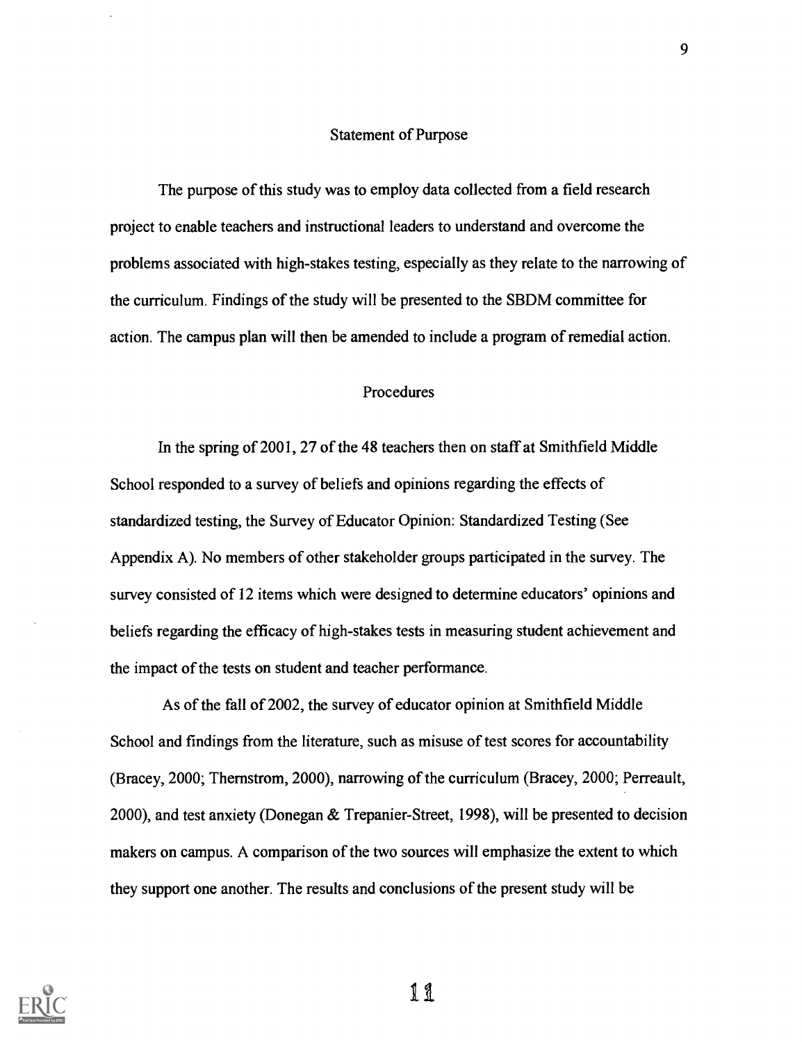## Statement of Purpose

The purpose of this study was to employ data collected from a field research project to enable teachers and instructional leaders to understand and overcome the problems associated with high-stakes testing, especially as they relate to the narrowing of the curriculum. Findings of the study will be presented to the SBDM committee for action. The campus plan will then be amended to include a program of remedial action.

## Procedures

In the spring of 2001, 27 of the 48 teachers then on staff at Smithfield Middle School responded to a survey of beliefs and opinions regarding the effects of standardized testing, the Survey of Educator Opinion: Standardized Testing (See Appendix A). No members of other stakeholder groups participated in the survey. The survey consisted of 12 items which were designed to determine educators' opinions and beliefs regarding the efficacy of high-stakes tests in measuring student achievement and the impact of the tests on student and teacher performance.

As of the fall of 2002, the survey of educator opinion at Smithfield Middle School and findings from the literature, such as misuse of test scores for accountability (Bracey, 2000; Thernstrom, 2000), narrowing of the curriculum (Bracey, 2000; Perreault, 2000), and test anxiety (Donegan & Trepanier-Street, 1998), will be presented to decision makers on campus. A comparison of the two sources will emphasize the extent to which they support one another. The results and conclusions of the present study will be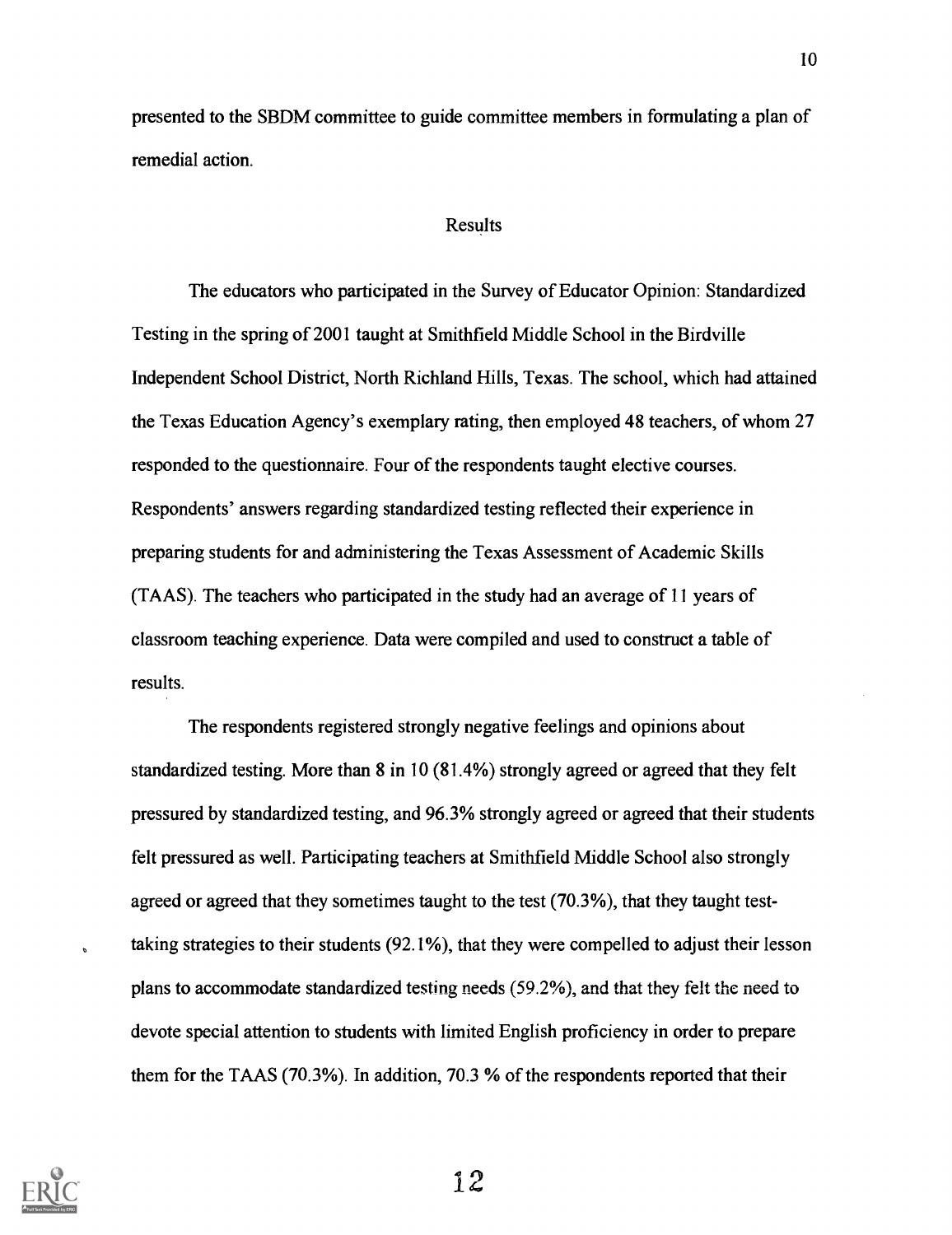presented to the SBDM committee to guide committee members in formulating a plan of remedial action.

## Results

The educators who participated in the Survey of Educator Opinion: Standardized Testing in the spring of 2001 taught at Smithfield Middle School in the Birdville Independent School District, North Richland Hills, Texas. The school, which had attained the Texas Education Agency's exemplary rating, then employed 48 teachers, of whom 27 responded to the questionnaire. Four of the respondents taught elective courses. Respondents' answers regarding standardized testing reflected their experience in preparing students for and administering the Texas Assessment of Academic Skills (TAAS). The teachers who participated in the study had an average of 11 years of classroom teaching experience. Data were compiled and used to construct a table of results.

The respondents registered strongly negative feelings and opinions about standardized testing. More than 8 in 10 (81.4%) strongly agreed or agreed that they felt pressured by standardized testing, and 96.3% strongly agreed or agreed that their students felt pressured as well. Participating teachers at Smithfield Middle School also strongly agreed or agreed that they sometimes taught to the test (70.3%), that they taught test-taking strategies to their students (92.1%), that they were compelled to adjust their lesson plans to accommodate standardized testing needs (59.2%), and that they felt the need to devote special attention to students with limited English proficiency in order to prepare them for the TAAS (70.3%). In addition, 70.3 % of the respondents reported that their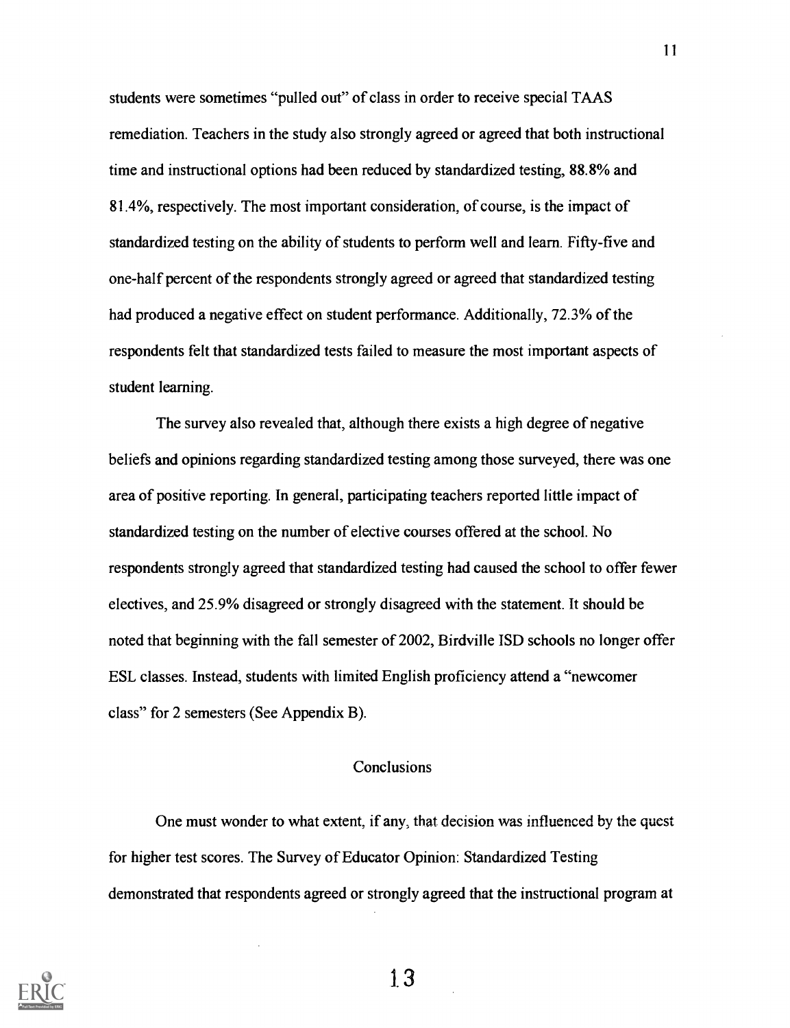students were sometimes "pulled out" of class in order to receive special TAAS remediation. Teachers in the study also strongly agreed or agreed that both instructional time and instructional options had been reduced by standardized testing, 88.8% and 81.4%, respectively. The most important consideration, of course, is the impact of standardized testing on the ability of students to perform well and learn. Fifty-five and one-half percent of the respondents strongly agreed or agreed that standardized testing had produced a negative effect on student performance. Additionally, 72.3% of the respondents felt that standardized tests failed to measure the most important aspects of student learning.

The survey also revealed that, although there exists a high degree of negative beliefs and opinions regarding standardized testing among those surveyed, there was one area of positive reporting. In general, participating teachers reported little impact of standardized testing on the number of elective courses offered at the school. No respondents strongly agreed that standardized testing had caused the school to offer fewer electives, and 25.9% disagreed or strongly disagreed with the statement. It should be noted that beginning with the fall semester of 2002, Birdville ISD schools no longer offer ESL classes. Instead, students with limited English proficiency attend a "newcomer class" for 2 semesters (See Appendix B).

## Conclusions

One must wonder to what extent, if any, that decision was influenced by the quest for higher test scores. The Survey of Educator Opinion: Standardized Testing demonstrated that respondents agreed or strongly agreed that the instructional program at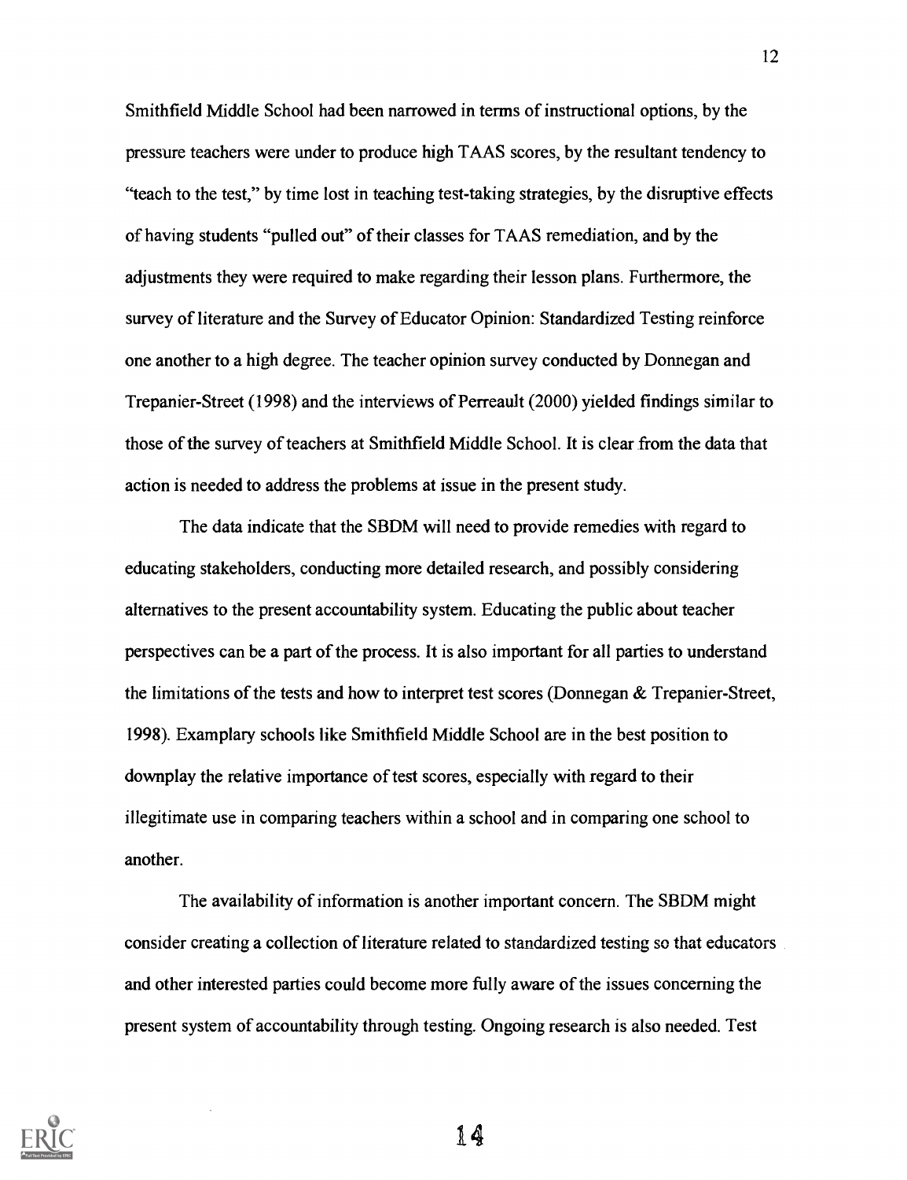Smithfield Middle School had been narrowed in terms of instructional options, by the pressure teachers were under to produce high TAAS scores, by the resultant tendency to "teach to the test," by time lost in teaching test-taking strategies, by the disruptive effects of having students "pulled out" of their classes for TAAS remediation, and by the adjustments they were required to make regarding their lesson plans. Furthermore, the survey of literature and the Survey of Educator Opinion: Standardized Testing reinforce one another to a high degree. The teacher opinion survey conducted by Donnegan and Trepanier-Street (1998) and the interviews of Perreault (2000) yielded findings similar to those of the survey of teachers at Smithfield Middle School. It is clear from the data that action is needed to address the problems at issue in the present study.

The data indicate that the SBDM will need to provide remedies with regard to educating stakeholders, conducting more detailed research, and possibly considering alternatives to the present accountability system. Educating the public about teacher perspectives can be a part of the process. It is also important for all parties to understand the limitations of the tests and how to interpret test scores (Donnegan & Trepanier-Street, 1998). Examplary schools like Smithfield Middle School are in the best position to downplay the relative importance of test scores, especially with regard to their illegitimate use in comparing teachers within a school and in comparing one school to another.

The availability of information is another important concern. The SBDM might consider creating a collection of literature related to standardized testing so that educators and other interested parties could become more fully aware of the issues concerning the present system of accountability through testing. Ongoing research is also needed. Test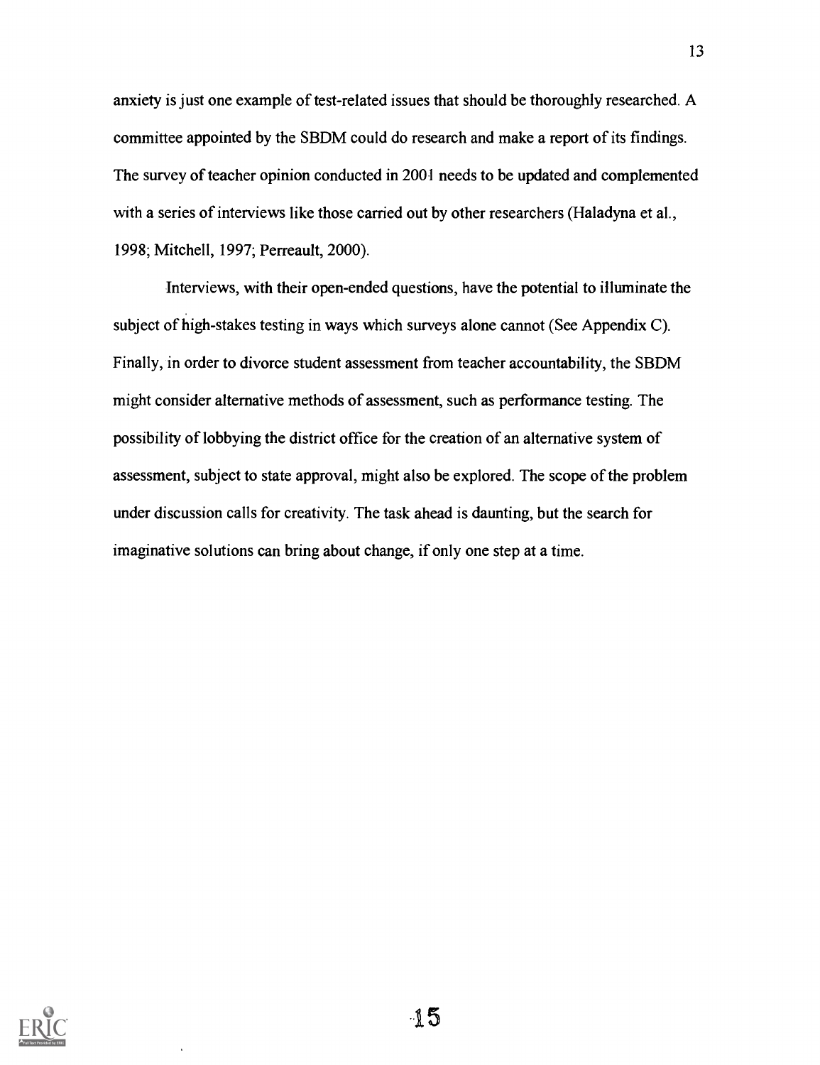anxiety is just one example of test-related issues that should be thoroughly researched. A committee appointed by the SBDM could do research and make a report of its findings. The survey of teacher opinion conducted in 2001 needs to be updated and complemented with a series of interviews like those carried out by other researchers (Haladyna et al., 1998; Mitchell, 1997; Perreault, 2000).

Interviews, with their open-ended questions, have the potential to illuminate the subject of high-stakes testing in ways which surveys alone cannot (See Appendix C). Finally, in order to divorce student assessment from teacher accountability, the SBDM might consider alternative methods of assessment, such as performance testing. The possibility of lobbying the district office for the creation of an alternative system of assessment, subject to state approval, might also be explored. The scope of the problem under discussion calls for creativity. The task ahead is daunting, but the search for imaginative solutions can bring about change, if only one step at a time.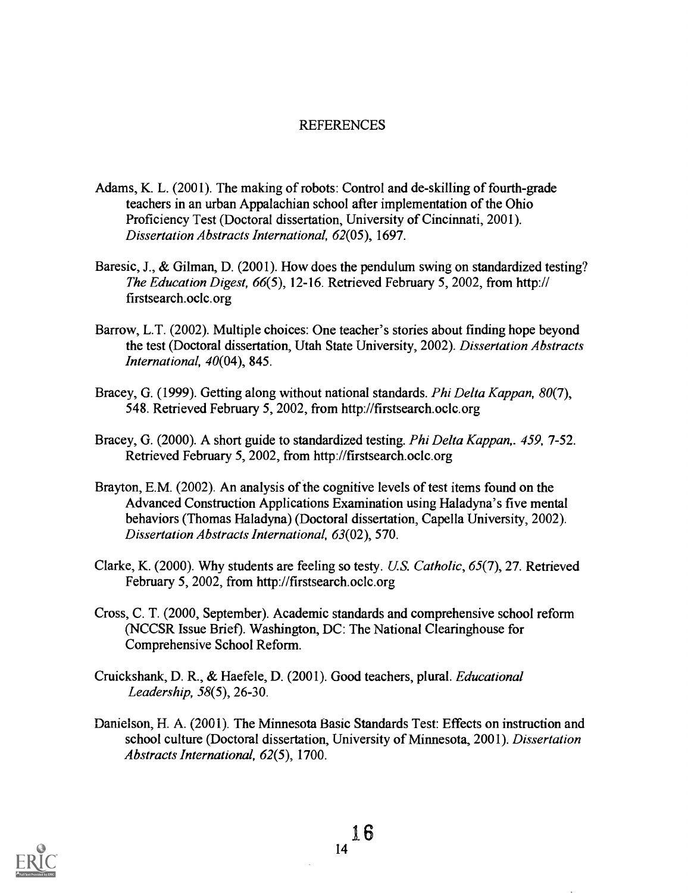# REFERENCES

Adams, K. L. (2001). The making of robots: Control and de-skilling of fourth-grade teachers in an urban Appalachian school after implementation of the Ohio Proficiency Test (Doctoral dissertation, University of Cincinnati, 2001). *Dissertation Abstracts International, 62*(05), 1697.

Baresic, J., & Gilman, D. (2001). How does the pendulum swing on standardized testing? *The Education Digest, 66*(5), 12-16. Retrieved February 5, 2002, from http:// firstsearch.oclc.org

Barrow, L.T. (2002). Multiple choices: One teacher's stories about finding hope beyond the test (Doctoral dissertation, Utah State University, 2002). *Dissertation Abstracts International, 40*(04), 845.

Bracey, G. (1999). Getting along without national standards. *Phi Delta Kappan, 80*(7), 548. Retrieved February 5, 2002, from http://firstsearch.oclc.org

Bracey, G. (2000). A short guide to standardized testing. *Phi Delta Kappan,. 459,* 7-52. Retrieved February 5, 2002, from http://firstsearch.oclc.org

Brayton, E.M. (2002). An analysis of the cognitive levels of test items found on the Advanced Construction Applications Examination using Haladyna's five mental behaviors (Thomas Haladyna) (Doctoral dissertation, Capella University, 2002). *Dissertation Abstracts International, 63*(02), 570.

Clarke, K. (2000). Why students are feeling so testy. *U.S. Catholic, 65*(7), 27. Retrieved February 5, 2002, from http://firstsearch.oclc.org

Cross, C. T. (2000, September). Academic standards and comprehensive school reform (NCCSR Issue Brief). Washington, DC: The National Clearinghouse for Comprehensive School Reform.

Cruickshank, D. R., & Haefele, D. (2001). Good teachers, plural. *Educational Leadership, 58*(5), 26-30.

Danielson, H. A. (2001). The Minnesota Basic Standards Test: Effects on instruction and school culture (Doctoral dissertation, University of Minnesota, 2001). *Dissertation Abstracts International, 62*(5), 1700.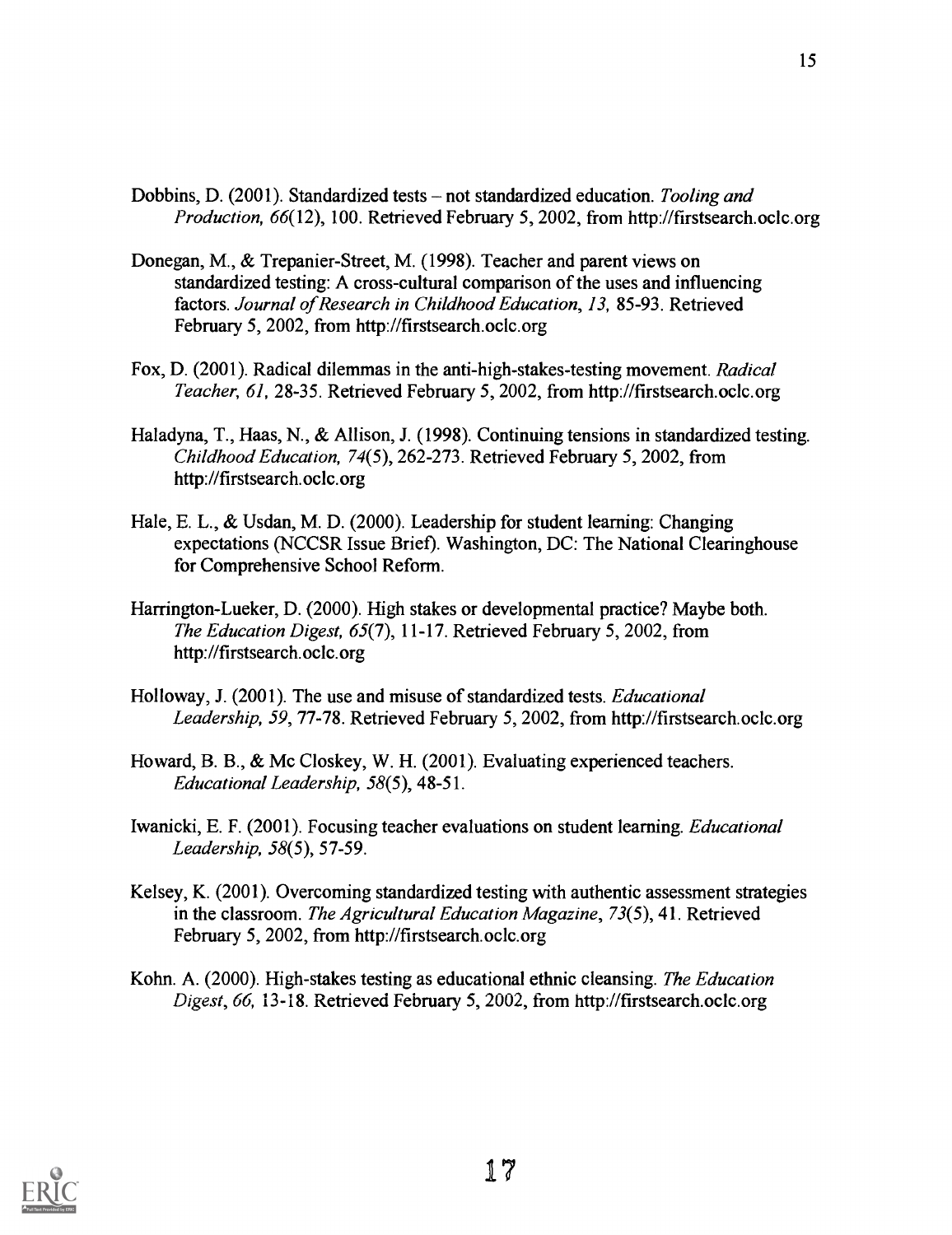Dobbins, D. (2001). Standardized tests – not standardized education. *Tooling and Production, 66*(12), 100. Retrieved February 5, 2002, from http://firstsearch.oclc.org

Donegan, M., & Trepanier-Street, M. (1998). Teacher and parent views on standardized testing: A cross-cultural comparison of the uses and influencing factors. *Journal of Research in Childhood Education, 13,* 85-93. Retrieved February 5, 2002, from http://firstsearch.oclc.org

Fox, D. (2001). Radical dilemmas in the anti-high-stakes-testing movement. *Radical Teacher, 61,* 28-35. Retrieved February 5, 2002, from http://firstsearch.oclc.org

Haladyna, T., Haas, N., & Allison, J. (1998). Continuing tensions in standardized testing. *Childhood Education, 74*(5), 262-273. Retrieved February 5, 2002, from http://firstsearch.oclc.org

Hale, E. L., & Usdan, M. D. (2000). Leadership for student learning: Changing expectations (NCCSR Issue Brief). Washington, DC: The National Clearinghouse for Comprehensive School Reform.

Harrington-Lueker, D. (2000). High stakes or developmental practice? Maybe both. *The Education Digest, 65*(7), 11-17. Retrieved February 5, 2002, from http://firstsearch.oclc.org

Holloway, J. (2001). The use and misuse of standardized tests. *Educational Leadership, 59,* 77-78. Retrieved February 5, 2002, from http://firstsearch.oclc.org

Howard, B. B., & Mc Closkey, W. H. (2001). Evaluating experienced teachers. *Educational Leadership, 58*(5), 48-51.

Iwanicki, E. F. (2001). Focusing teacher evaluations on student learning. *Educational Leadership, 58*(5), 57-59.

Kelsey, K. (2001). Overcoming standardized testing with authentic assessment strategies in the classroom. *The Agricultural Education Magazine*, *73*(5), 41. Retrieved February 5, 2002, from http://firstsearch.oclc.org

Kohn. A. (2000). High-stakes testing as educational ethnic cleansing. *The Education Digest*, *66,* 13-18. Retrieved February 5, 2002, from http://firstsearch.oclc.org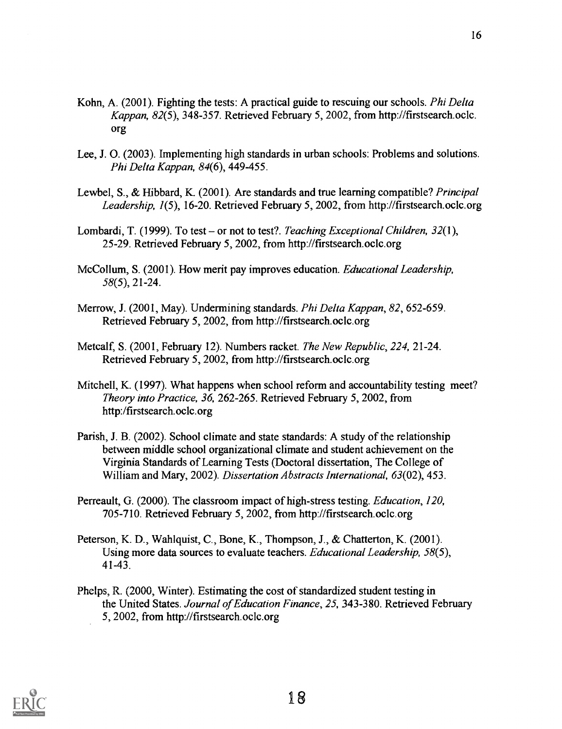Kohn, A. (2001). Fighting the tests: A practical guide to rescuing our schools. *Phi Delta Kappan, 82*(5), 348-357. Retrieved February 5, 2002, from http://firstsearch.oclc.org

Lee, J. O. (2003). Implementing high standards in urban schools: Problems and solutions. *Phi Delta Kappan, 84*(6), 449-455.

Lewbel, S., & Hibbard, K. (2001). Are standards and true learning compatible? *Principal Leadership, 1*(5), 16-20. Retrieved February 5, 2002, from http://firstsearch.oclc.org

Lombardi, T. (1999). To test – or not to test?. *Teaching Exceptional Children, 32*(1), 25-29. Retrieved February 5, 2002, from http://firstsearch.oclc.org

McCollum, S. (2001). How merit pay improves education. *Educational Leadership, 58*(5), 21-24.

Merrow, J. (2001, May). Undermining standards. *Phi Delta Kappan, 82*, 652-659. Retrieved February 5, 2002, from http://firstsearch.oclc.org

Metcalf, S. (2001, February 12). Numbers racket. *The New Republic, 224*, 21-24. Retrieved February 5, 2002, from http://firstsearch.oclc.org

Mitchell, K. (1997). What happens when school reform and accountability testing meet? *Theory into Practice, 36*, 262-265. Retrieved February 5, 2002, from http:/firstsearch.oclc.org

Parish, J. B. (2002). School climate and state standards: A study of the relationship between middle school organizational climate and student achievement on the Virginia Standards of Learning Tests (Doctoral dissertation, The College of William and Mary, 2002). *Dissertation Abstracts International, 63*(02), 453.

Perreault, G. (2000). The classroom impact of high-stress testing. *Education, 120*, 705-710. Retrieved February 5, 2002, from http://firstsearch.oclc.org

Peterson, K. D., Wahlquist, C., Bone, K., Thompson, J., & Chatterton, K. (2001). Using more data sources to evaluate teachers. *Educational Leadership, 58*(5), 41-43.

Phelps, R. (2000, Winter). Estimating the cost of standardized student testing in the United States. *Journal of Education Finance, 25*, 343-380. Retrieved February 5, 2002, from http://firstsearch.oclc.org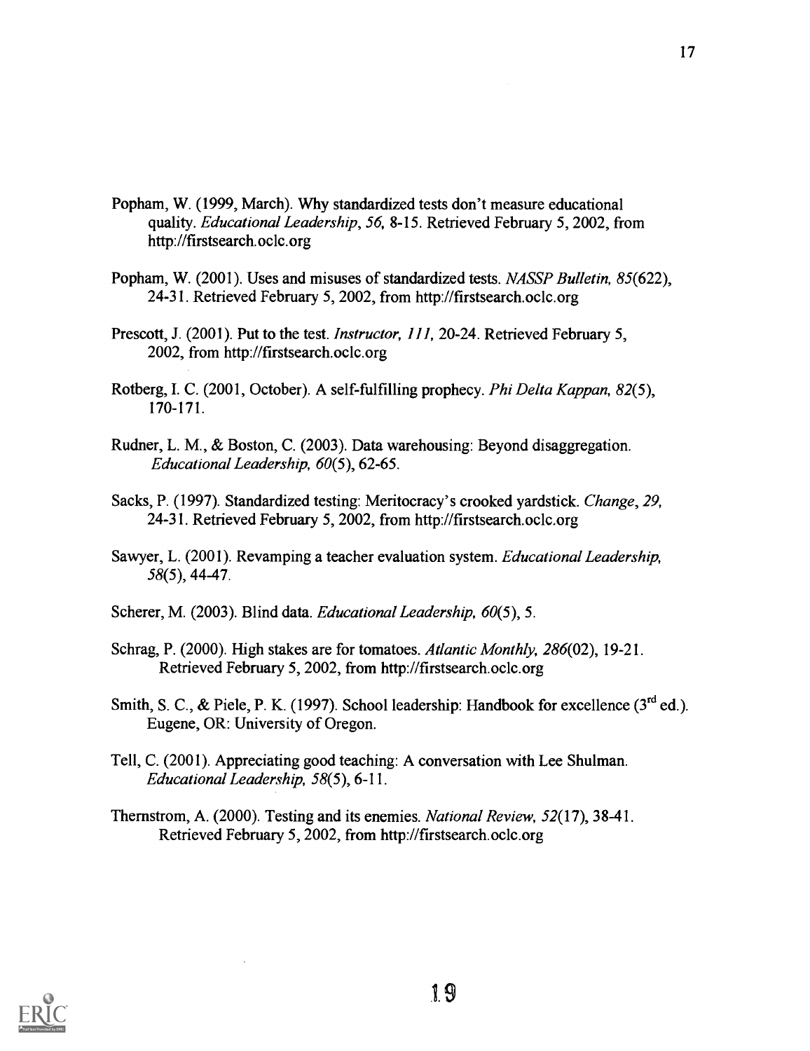Popham, W. (1999, March). Why standardized tests don't measure educational quality. *Educational Leadership, 56,* 8-15. Retrieved February 5, 2002, from http://firstsearch.oclc.org

Popham, W. (2001). Uses and misuses of standardized tests. *NASSP Bulletin, 85*(622), 24-31. Retrieved February 5, 2002, from http://firstsearch.oclc.org

Prescott, J. (2001). Put to the test. *Instructor, 111,* 20-24. Retrieved February 5, 2002, from http://firstsearch.oclc.org

Rotberg, I. C. (2001, October). A self-fulfilling prophecy. *Phi Delta Kappan, 82*(5), 170-171.

Rudner, L. M., & Boston, C. (2003). Data warehousing: Beyond disaggregation. *Educational Leadership, 60*(5), 62-65.

Sacks, P. (1997). Standardized testing: Meritocracy's crooked yardstick. *Change, 29,* 24-31. Retrieved February 5, 2002, from http://firstsearch.oclc.org

Sawyer, L. (2001). Revamping a teacher evaluation system. *Educational Leadership, 58*(5), 44-47.

Scherer, M. (2003). Blind data. *Educational Leadership, 60*(5), 5.

Schrag, P. (2000). High stakes are for tomatoes. *Atlantic Monthly, 286*(02), 19-21. Retrieved February 5, 2002, from http://firstsearch.oclc.org

Smith, S. C., & Piele, P. K. (1997). School leadership: Handbook for excellence (3rd ed.). Eugene, OR: University of Oregon.

Tell, C. (2001). Appreciating good teaching: A conversation with Lee Shulman. *Educational Leadership, 58*(5), 6-11.

Thernstrom, A. (2000). Testing and its enemies. *National Review, 52*(17), 38-41. Retrieved February 5, 2002, from http://firstsearch.oclc.org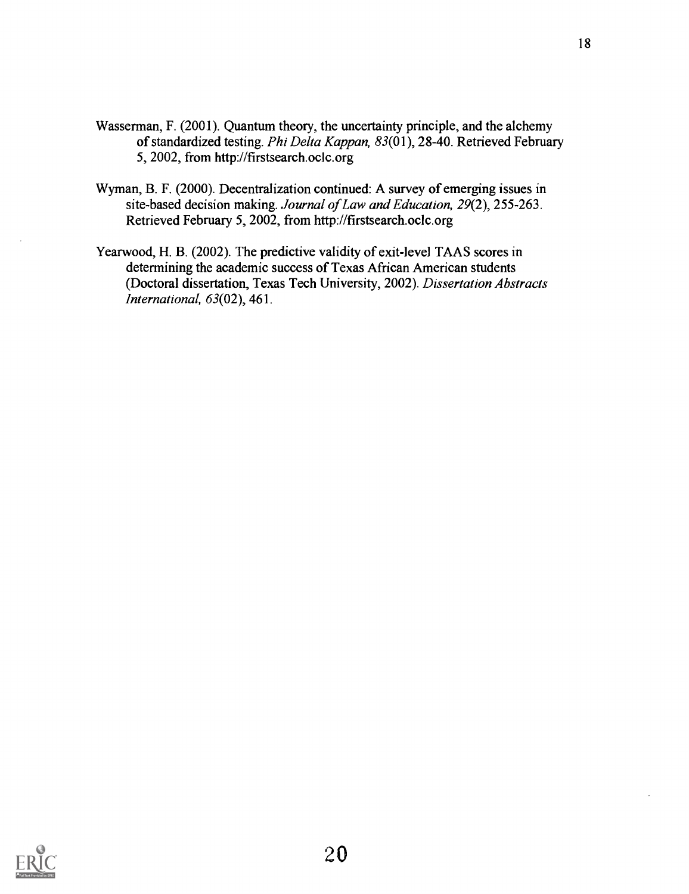Wasserman, F. (2001). Quantum theory, the uncertainty principle, and the alchemy of standardized testing. *Phi Delta Kappan, 83*(01), 28-40. Retrieved February 5, 2002, from http://firstsearch.oclc.org

Wyman, B. F. (2000). Decentralization continued: A survey of emerging issues in site-based decision making. *Journal of Law and Education, 29*(2), 255-263. Retrieved February 5, 2002, from http://firstsearch.oclc.org

Yearwood, H. B. (2002). The predictive validity of exit-level TAAS scores in determining the academic success of Texas African American students (Doctoral dissertation, Texas Tech University, 2002). *Dissertation Abstracts International, 63*(02), 461.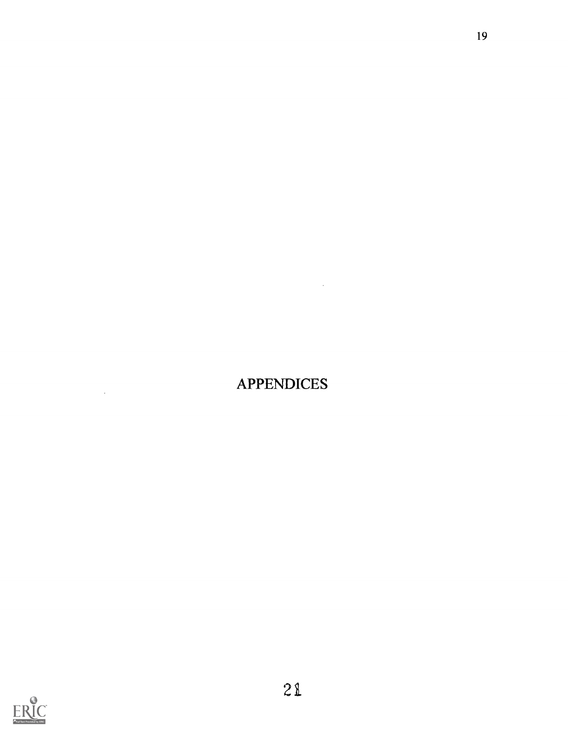# APPENDICES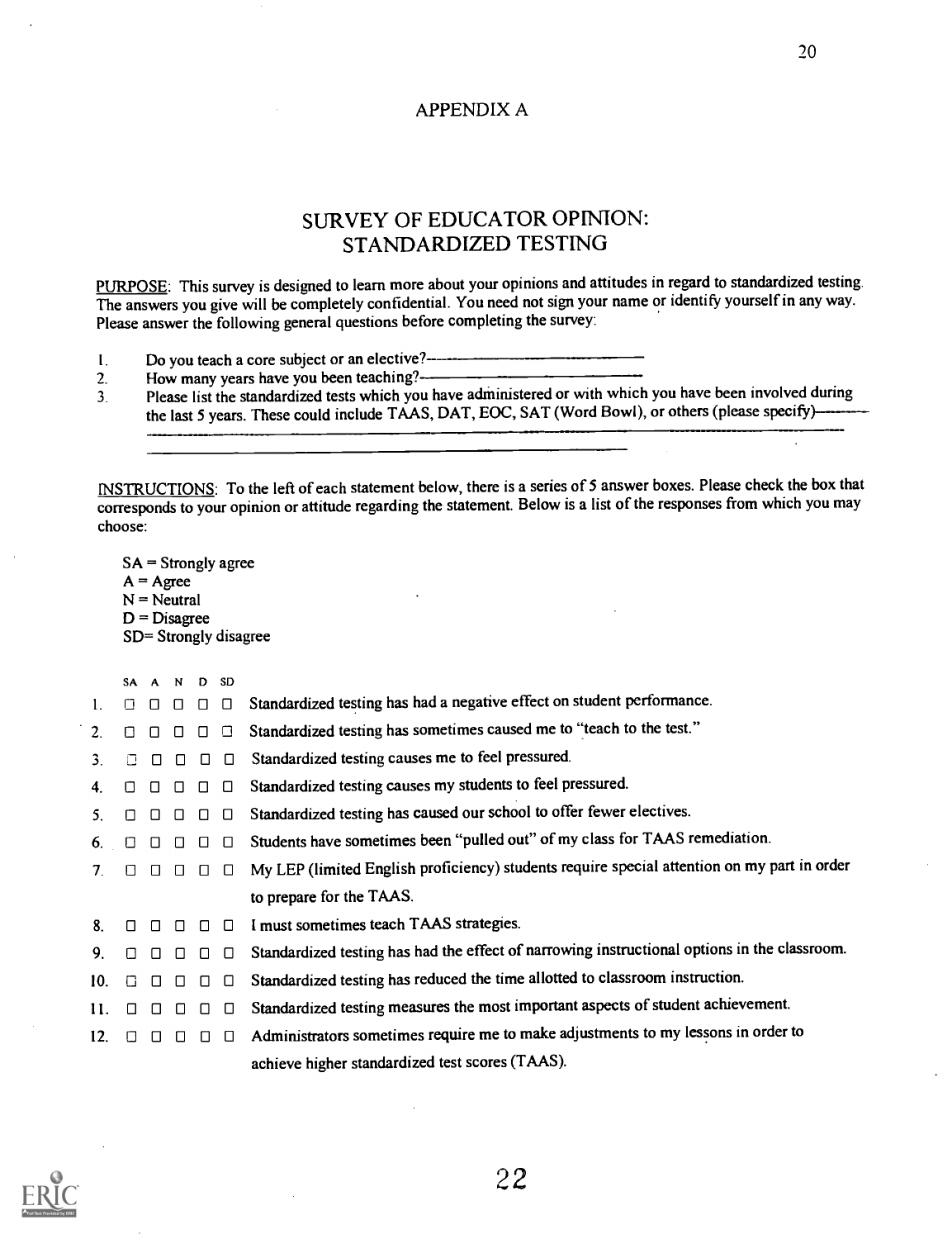# APPENDIX A

## SURVEY OF EDUCATOR OPINION: STANDARDIZED TESTING

PURPOSE: This survey is designed to learn more about your opinions and attitudes in regard to standardized testing. The answers you give will be completely confidential. You need not sign your name or identify yourself in any way. Please answer the following general questions before completing the survey:

1. Do you teach a core subject or an elective?\_\_\_\_\_\_\_\_\_\_\_\_\_\_\_\_\_\_\_\_\_\_\_\_
2. How many years have you been teaching?\_\_\_\_\_\_\_\_\_\_\_\_\_\_\_\_\_\_\_\_\_\_\_\_
3. Please list the standardized tests which you have administered or with which you have been involved during the last 5 years. These could include TAAS, DAT, EOC, SAT (Word Bowl), or others (please specify)\_\_\_\_\_\_\_\_\_\_\_\_\_\_\_\_\_\_\_\_\_\_\_\_\_\_\_\_\_\_\_\_\_\_\_\_\_\_\_\_\_\_\_\_\_\_\_\_\_\_\_\_\_\_\_\_\_\_\_\_\_\_\_\_\_\_\_\_\_\_\_\_\_\_\_\_\_\_\_\_\_\_\_\_\_\_\_\_\_\_\_\_\_\_\_\_\_\_\_\_\_\_\_\_\_\_\_\_\_\_\_\_\_\_\_\_\_\_\_\_\_\_\_

INSTRUCTIONS: To the left of each statement below, there is a series of 5 answer boxes. Please check the box that corresponds to your opinion or attitude regarding the statement. Below is a list of the responses from which you may choose:

SA = Strongly agree
A = Agree
N = Neutral
D = Disagree
SD= Strongly disagree

| | SA | A | N | D | SD | |
|---|---|---|---|---|---|---|
| 1. | ☐ | ☐ | ☐ | ☐ | ☐ | Standardized testing has had a negative effect on student performance. |
| 2. | ☐ | ☐ | ☐ | ☐ | ☐ | Standardized testing has sometimes caused me to "teach to the test." |
| 3. | ☐ | ☐ | ☐ | ☐ | ☐ | Standardized testing causes me to feel pressured. |
| 4. | ☐ | ☐ | ☐ | ☐ | ☐ | Standardized testing causes my students to feel pressured. |
| 5. | ☐ | ☐ | ☐ | ☐ | ☐ | Standardized testing has caused our school to offer fewer electives. |
| 6. | ☐ | ☐ | ☐ | ☐ | ☐ | Students have sometimes been "pulled out" of my class for TAAS remediation. |
| 7. | ☐ | ☐ | ☐ | ☐ | ☐ | My LEP (limited English proficiency) students require special attention on my part in order to prepare for the TAAS. |
| 8. | ☐ | ☐ | ☐ | ☐ | ☐ | I must sometimes teach TAAS strategies. |
| 9. | ☐ | ☐ | ☐ | ☐ | ☐ | Standardized testing has had the effect of narrowing instructional options in the classroom. |
| 10. | ☐ | ☐ | ☐ | ☐ | ☐ | Standardized testing has reduced the time allotted to classroom instruction. |
| 11. | ☐ | ☐ | ☐ | ☐ | ☐ | Standardized testing measures the most important aspects of student achievement. |
| 12. | ☐ | ☐ | ☐ | ☐ | ☐ | Administrators sometimes require me to make adjustments to my lessons in order to achieve higher standardized test scores (TAAS). |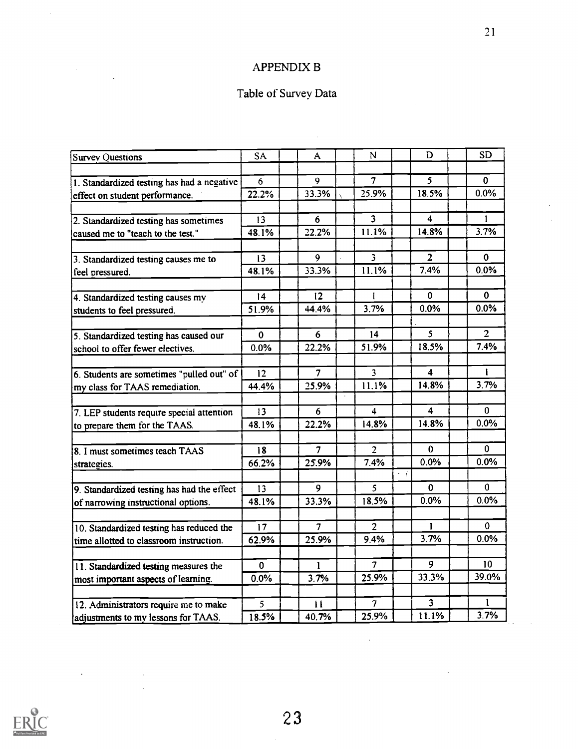## APPENDIX B

### Table of Survey Data

| Survey Questions | SA | A | N | D | SD |
|---|---|---|---|---|---|
| 1. Standardized testing has had a negative effect on student performance. | 6<br>22.2% | 9<br>33.3% | 7<br>25.9% | 5<br>18.5% | 0<br>0.0% |
| 2. Standardized testing has sometimes caused me to "teach to the test." | 13<br>48.1% | 6<br>22.2% | 3<br>11.1% | 4<br>14.8% | 1<br>3.7% |
| 3. Standardized testing causes me to feel pressured. | 13<br>48.1% | 9<br>33.3% | 3<br>11.1% | 2<br>7.4% | 0<br>0.0% |
| 4. Standardized testing causes my students to feel pressured. | 14<br>51.9% | 12<br>44.4% | 1<br>3.7% | 0<br>0.0% | 0<br>0.0% |
| 5. Standardized testing has caused our school to offer fewer electives. | 0<br>0.0% | 6<br>22.2% | 14<br>51.9% | 5<br>18.5% | 2<br>7.4% |
| 6. Students are sometimes "pulled out" of my class for TAAS remediation. | 12<br>44.4% | 7<br>25.9% | 3<br>11.1% | 4<br>14.8% | 1<br>3.7% |
| 7. LEP students require special attention to prepare them for the TAAS. | 13<br>48.1% | 6<br>22.2% | 4<br>14.8% | 4<br>14.8% | 0<br>0.0% |
| 8. I must sometimes teach TAAS strategies. | 18<br>66.2% | 7<br>25.9% | 2<br>7.4% | 0<br>0.0% | 0<br>0.0% |
| 9. Standardized testing has had the effect of narrowing instructional options. | 13<br>48.1% | 9<br>33.3% | 5<br>18.5% | 0<br>0.0% | 0<br>0.0% |
| 10. Standardized testing has reduced the time allotted to classroom instruction. | 17<br>62.9% | 7<br>25.9% | 2<br>9.4% | 1<br>3.7% | 0<br>0.0% |
| 11. Standardized testing measures the most important aspects of learning. | 0<br>0.0% | 1<br>3.7% | 7<br>25.9% | 9<br>33.3% | 10<br>39.0% |
| 12. Administrators require me to make adjustments to my lessons for TAAS. | 5<br>18.5% | 11<br>40.7% | 7<br>25.9% | 3<br>11.1% | 1<br>3.7% |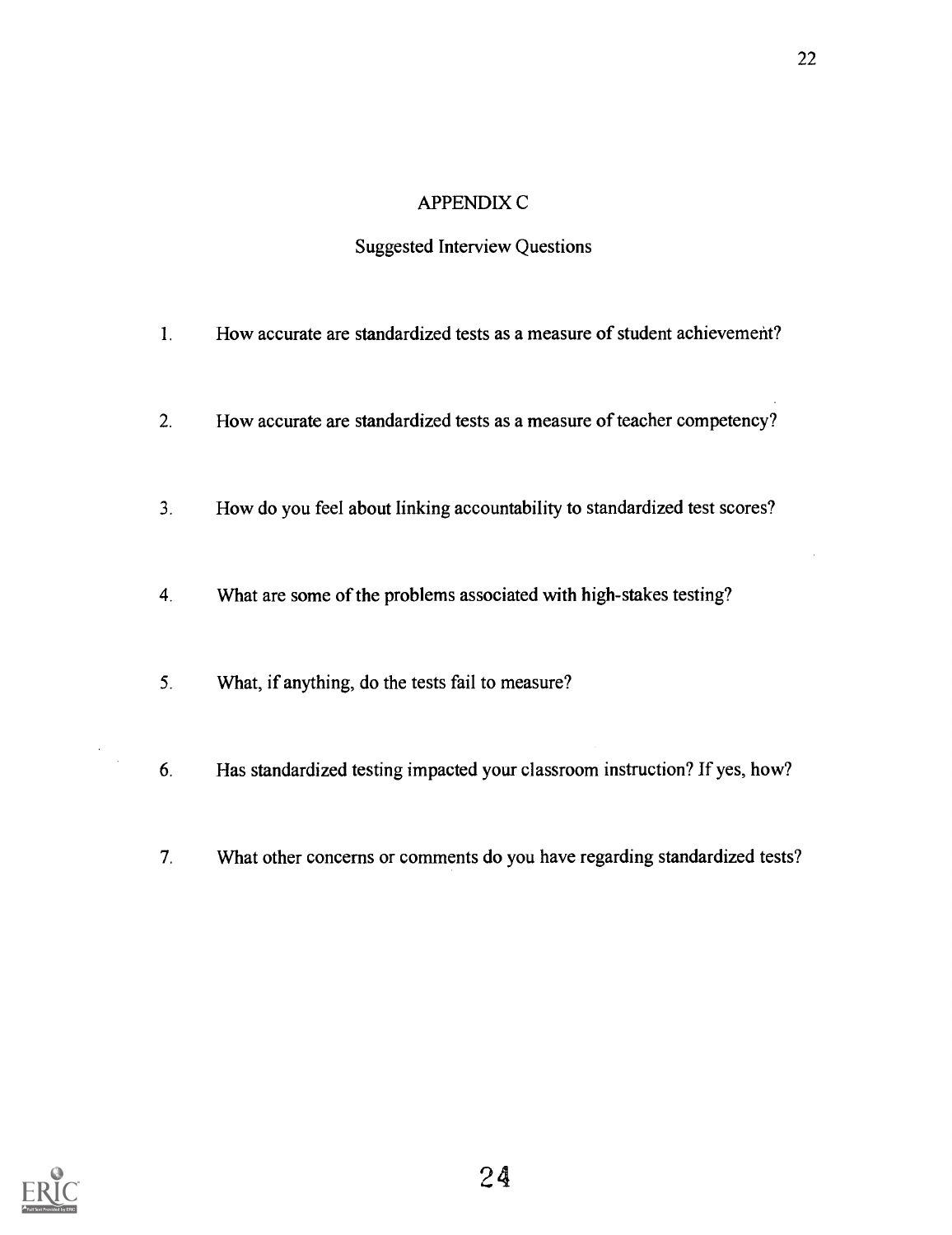# APPENDIX C

## Suggested Interview Questions

1. How accurate are standardized tests as a measure of student achievement?
2. How accurate are standardized tests as a measure of teacher competency?
3. How do you feel about linking accountability to standardized test scores?
4. What are some of the problems associated with high-stakes testing?
5. What, if anything, do the tests fail to measure?
6. Has standardized testing impacted your classroom instruction? If yes, how?
7. What other concerns or comments do you have regarding standardized tests?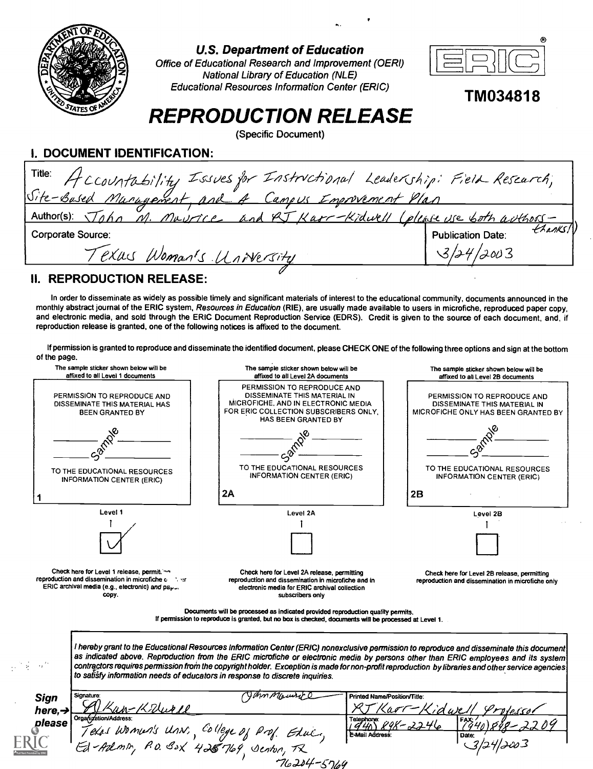U.S. Department of Education
Office of Educational Research and Improvement (OERI)
National Library of Education (NLE)
Educational Resources Information Center (ERIC)

ERIC

TM034818

# REPRODUCTION RELEASE

(Specific Document)

## I. DOCUMENT IDENTIFICATION:

Title: Accountability Issues for Instructional Leadership: Field Research, Site-Based Management, and A Campus Improvement Plan

Author(s): John M. Maurice and RJ Karr-Kidwell (please use both authors - thanks!)

Corporate Source: Texas Woman's University

Publication Date: 3/24/2003

## II. REPRODUCTION RELEASE:

In order to disseminate as widely as possible timely and significant materials of interest to the educational community, documents announced in the monthly abstract journal of the ERIC system, *Resources in Education* (RIE), are usually made available to users in microfiche, reproduced paper copy, and electronic media, and sold through the ERIC Document Reproduction Service (EDRS). Credit is given to the source of each document, and, if reproduction release is granted, one of the following notices is affixed to the document.

If permission is granted to reproduce and disseminate the identified document, please CHECK ONE of the following three options and sign at the bottom of the page.

| The sample sticker shown below will be affixed to all Level 1 documents | The sample sticker shown below will be affixed to all Level 2A documents | The sample sticker shown below will be affixed to all Level 2B documents |
| --- | --- | --- |
| PERMISSION TO REPRODUCE AND DISSEMINATE THIS MATERIAL HAS BEEN GRANTED BY ____ Sample ____ TO THE EDUCATIONAL RESOURCES INFORMATION CENTER (ERIC) | PERMISSION TO REPRODUCE AND DISSEMINATE THIS MATERIAL IN MICROFICHE, AND IN ELECTRONIC MEDIA FOR ERIC COLLECTION SUBSCRIBERS ONLY, HAS BEEN GRANTED BY ____ Sample ____ TO THE EDUCATIONAL RESOURCES INFORMATION CENTER (ERIC) | PERMISSION TO REPRODUCE AND DISSEMINATE THIS MATERIAL IN MICROFICHE ONLY HAS BEEN GRANTED BY ____ Sample ____ TO THE EDUCATIONAL RESOURCES INFORMATION CENTER (ERIC) |
| 1 | 2A | 2B |
| Level 1 | Level 2A | Level 2B |
| ☑ | ☐ | ☐ |
| Check here for Level 1 release, permitting reproduction and dissemination in microfiche or other ERIC archival media (e.g., electronic) and paper copy. | Check here for Level 2A release, permitting reproduction and dissemination in microfiche and in electronic media for ERIC archival collection subscribers only | Check here for Level 2B release, permitting reproduction and dissemination in microfiche only |

Documents will be processed as indicated provided reproduction quality permits.
If permission to reproduce is granted, but no box is checked, documents will be processed at Level 1.

*I hereby grant to the Educational Resources Information Center (ERIC) nonexclusive permission to reproduce and disseminate this document as indicated above. Reproduction from the ERIC microfiche or electronic media by persons other than ERIC employees and its system contractors requires permission from the copyright holder. Exception is made for non-profit reproduction by libraries and other service agencies to satisfy information needs of educators in response to discrete inquiries.*

**Sign here, → please**

Signature: RJ Karr-Kidwell / John Maurice

Printed Name/Position/Title: RJ Karr-Kidwell, Professor

Organization/Address: Texas Woman's Univ., College of Prof. Educ., Ed-Admin, P.O. Box 425769, Denton, TX 76204-5769

Telephone: (940) 898-2246

FAX: (940) 898-2209

E-Mail Address:

Date: 3/24/2003